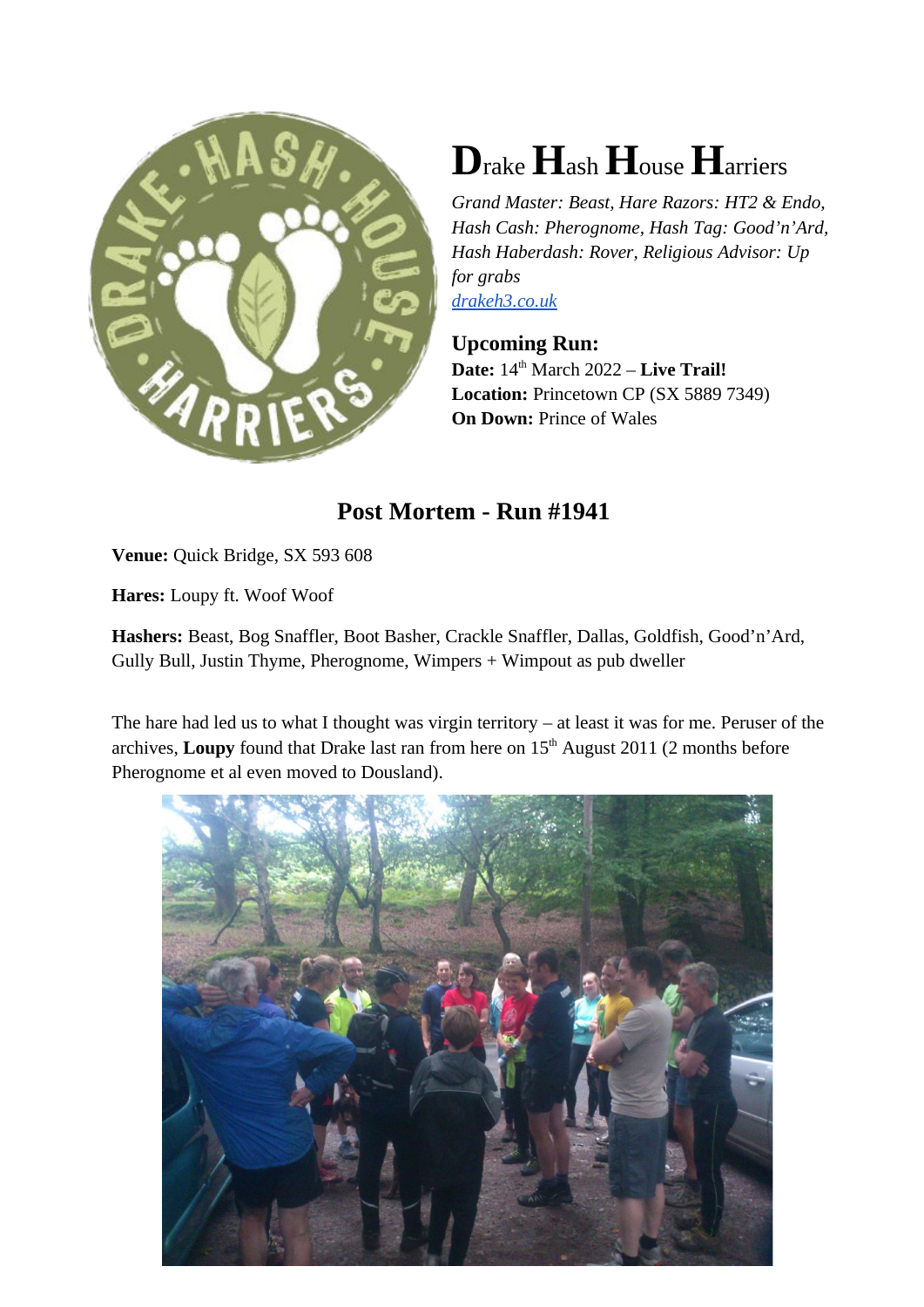# **D**rake **H**ash **H**ouse **H**arriers

*Grand Master: Beast, Hare Razors: HT2 & Endo, Hash Cash: Pherognome, Hash Tag: Good'n'Ard, Hash Haberdash: Rover, Religious Advisor: Up for grabs*
[drakeh3.co.uk](drakeh3.co.uk)

### Upcoming Run:

**Date:** 14th March 2022 – **Live Trail!**
**Location:** Princetown CP (SX 5889 7349)
**On Down:** Prince of Wales

## Post Mortem - Run #1941

**Venue:** Quick Bridge, SX 593 608

**Hares:** Loupy ft. Woof Woof

**Hashers:** Beast, Bog Snaffler, Boot Basher, Crackle Snaffler, Dallas, Goldfish, Good'n'Ard, Gully Bull, Justin Thyme, Pherognome, Wimpers + Wimpout as pub dweller

The hare had led us to what I thought was virgin territory – at least it was for me. Peruser of the archives, **Loupy** found that Drake last ran from here on 15th August 2011 (2 months before Pherognome et al even moved to Dousland).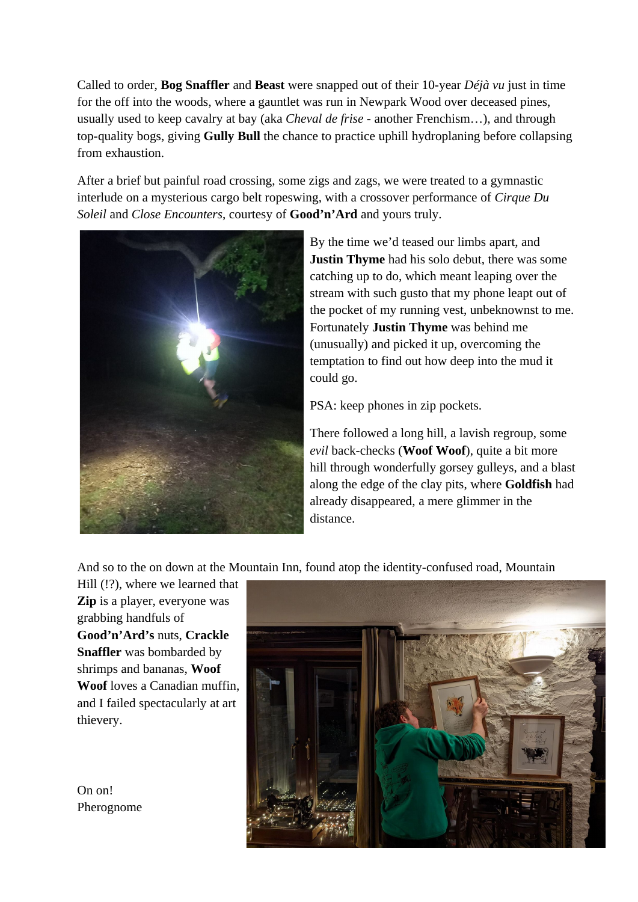Called to order, **Bog Snaffler** and **Beast** were snapped out of their 10-year *Déjà vu* just in time for the off into the woods, where a gauntlet was run in Newpark Wood over deceased pines, usually used to keep cavalry at bay (aka *Cheval de frise* - another Frenchism…), and through top-quality bogs, giving **Gully Bull** the chance to practice uphill hydroplaning before collapsing from exhaustion.

After a brief but painful road crossing, some zigs and zags, we were treated to a gymnastic interlude on a mysterious cargo belt ropeswing, with a crossover performance of *Cirque Du Soleil* and *Close Encounters*, courtesy of **Good'n'Ard** and yours truly.

By the time we'd teased our limbs apart, and **Justin Thyme** had his solo debut, there was some catching up to do, which meant leaping over the stream with such gusto that my phone leapt out of the pocket of my running vest, unbeknownst to me. Fortunately **Justin Thyme** was behind me (unusually) and picked it up, overcoming the temptation to find out how deep into the mud it could go.

PSA: keep phones in zip pockets.

There followed a long hill, a lavish regroup, some *evil* back-checks (**Woof Woof**), quite a bit more hill through wonderfully gorsey gulleys, and a blast along the edge of the clay pits, where **Goldfish** had already disappeared, a mere glimmer in the distance.

And so to the on down at the Mountain Inn, found atop the identity-confused road, Mountain Hill (!?), where we learned that **Zip** is a player, everyone was grabbing handfuls of **Good'n'Ard's** nuts, **Crackle Snaffler** was bombarded by shrimps and bananas, **Woof Woof** loves a Canadian muffin, and I failed spectacularly at art thievery.

On on!
Pherognome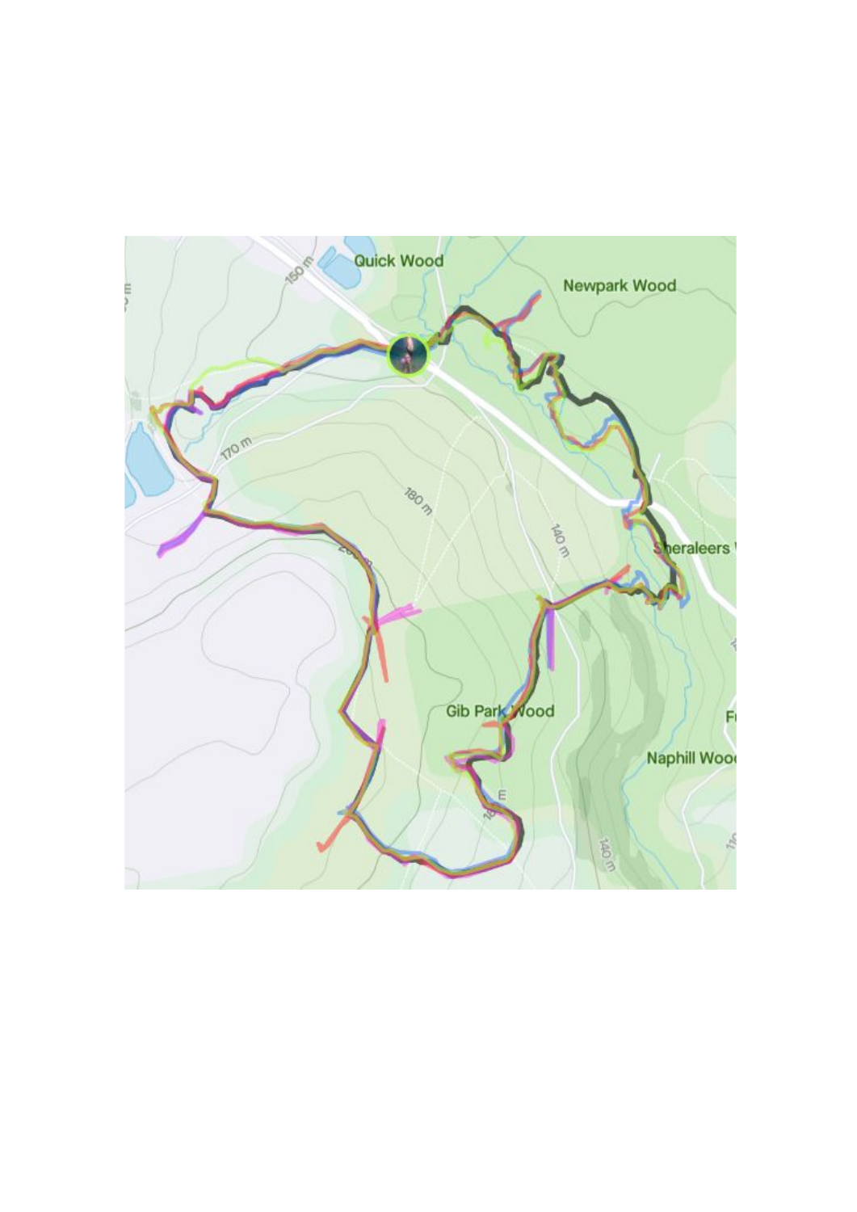Quick Wood

Newpark Wood

150 m

170 m

180 m

140 m

Sheraleers

Gib Park Wood

Naphill Wood

140 m